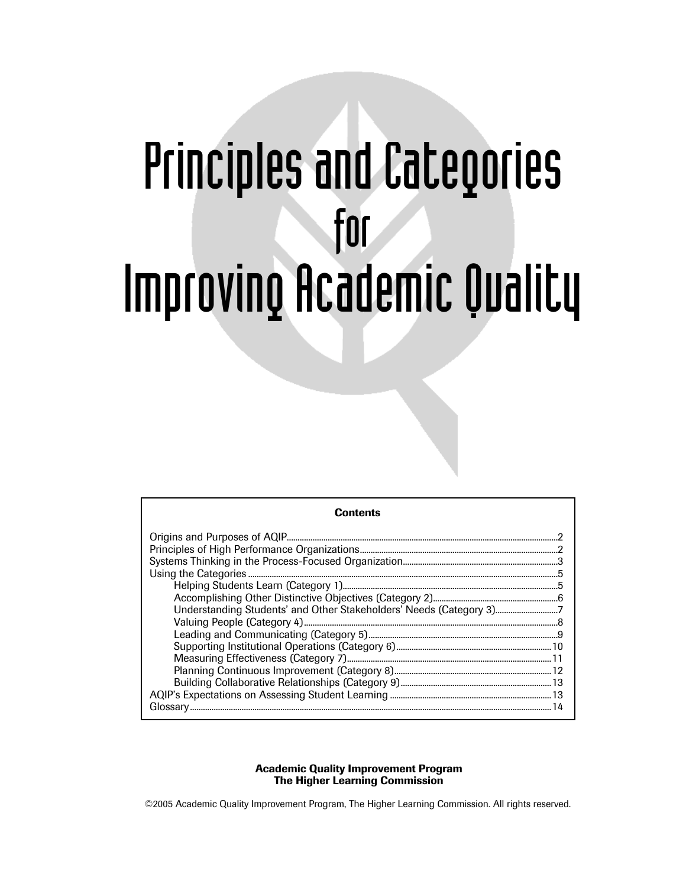# Principles and Categories for Improving Academic Quality

**Contents**

| | |
|---|---|
| Origins and Purposes of AQIP | 2 |
| Principles of High Performance Organizations | 2 |
| Systems Thinking in the Process-Focused Organization | 3 |
| Using the Categories | 5 |
| Helping Students Learn (Category 1) | 5 |
| Accomplishing Other Distinctive Objectives (Category 2) | 6 |
| Understanding Students' and Other Stakeholders' Needs (Category 3) | 7 |
| Valuing People (Category 4) | 8 |
| Leading and Communicating (Category 5) | 9 |
| Supporting Institutional Operations (Category 6) | 10 |
| Measuring Effectiveness (Category 7) | 11 |
| Planning Continuous Improvement (Category 8) | 12 |
| Building Collaborative Relationships (Category 9) | 13 |
| AQIP's Expectations on Assessing Student Learning | 13 |
| Glossary | 14 |

**Academic Quality Improvement Program**
**The Higher Learning Commission**

©2005 Academic Quality Improvement Program, The Higher Learning Commission. All rights reserved.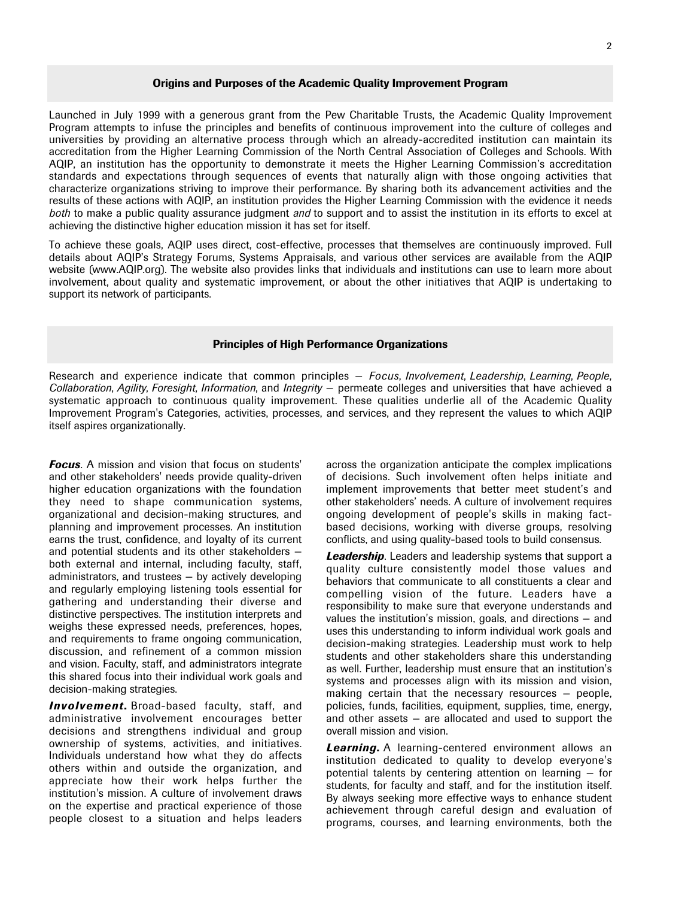## Origins and Purposes of the Academic Quality Improvement Program

Launched in July 1999 with a generous grant from the Pew Charitable Trusts, the Academic Quality Improvement Program attempts to infuse the principles and benefits of continuous improvement into the culture of colleges and universities by providing an alternative process through which an already-accredited institution can maintain its accreditation from the Higher Learning Commission of the North Central Association of Colleges and Schools. With AQIP, an institution has the opportunity to demonstrate it meets the Higher Learning Commission's accreditation standards and expectations through sequences of events that naturally align with those ongoing activities that characterize organizations striving to improve their performance. By sharing both its advancement activities and the results of these actions with AQIP, an institution provides the Higher Learning Commission with the evidence it needs *both* to make a public quality assurance judgment *and* to support and to assist the institution in its efforts to excel at achieving the distinctive higher education mission it has set for itself.

To achieve these goals, AQIP uses direct, cost-effective, processes that themselves are continuously improved. Full details about AQIP's Strategy Forums, Systems Appraisals, and various other services are available from the AQIP website (www.AQIP.org). The website also provides links that individuals and institutions can use to learn more about involvement, about quality and systematic improvement, or about the other initiatives that AQIP is undertaking to support its network of participants.

## Principles of High Performance Organizations

Research and experience indicate that common principles — *Focus*, *Involvement*, *Leadership*, *Learning*, *People*, *Collaboration*, *Agility*, *Foresight*, *Information*, and *Integrity* — permeate colleges and universities that have achieved a systematic approach to continuous quality improvement. These qualities underlie all of the Academic Quality Improvement Program's Categories, activities, processes, and services, and they represent the values to which AQIP itself aspires organizationally.

***Focus***. A mission and vision that focus on students' and other stakeholders' needs provide quality-driven higher education organizations with the foundation they need to shape communication systems, organizational and decision-making structures, and planning and improvement processes. An institution earns the trust, confidence, and loyalty of its current and potential students and its other stakeholders — both external and internal, including faculty, staff, administrators, and trustees — by actively developing and regularly employing listening tools essential for gathering and understanding their diverse and distinctive perspectives. The institution interprets and weighs these expressed needs, preferences, hopes, and requirements to frame ongoing communication, discussion, and refinement of a common mission and vision. Faculty, staff, and administrators integrate this shared focus into their individual work goals and decision-making strategies.

***Involvement***. Broad-based faculty, staff, and administrative involvement encourages better decisions and strengthens individual and group ownership of systems, activities, and initiatives. Individuals understand how what they do affects others within and outside the organization, and appreciate how their work helps further the institution's mission. A culture of involvement draws on the expertise and practical experience of those people closest to a situation and helps leaders across the organization anticipate the complex implications of decisions. Such involvement often helps initiate and implement improvements that better meet student's and other stakeholders' needs. A culture of involvement requires ongoing development of people's skills in making fact-based decisions, working with diverse groups, resolving conflicts, and using quality-based tools to build consensus.

***Leadership***. Leaders and leadership systems that support a quality culture consistently model those values and behaviors that communicate to all constituents a clear and compelling vision of the future. Leaders have a responsibility to make sure that everyone understands and values the institution's mission, goals, and directions — and uses this understanding to inform individual work goals and decision-making strategies. Leadership must work to help students and other stakeholders share this understanding as well. Further, leadership must ensure that an institution's systems and processes align with its mission and vision, making certain that the necessary resources — people, policies, funds, facilities, equipment, supplies, time, energy, and other assets — are allocated and used to support the overall mission and vision.

***Learning***. A learning-centered environment allows an institution dedicated to quality to develop everyone's potential talents by centering attention on learning — for students, for faculty and staff, and for the institution itself. By always seeking more effective ways to enhance student achievement through careful design and evaluation of programs, courses, and learning environments, both the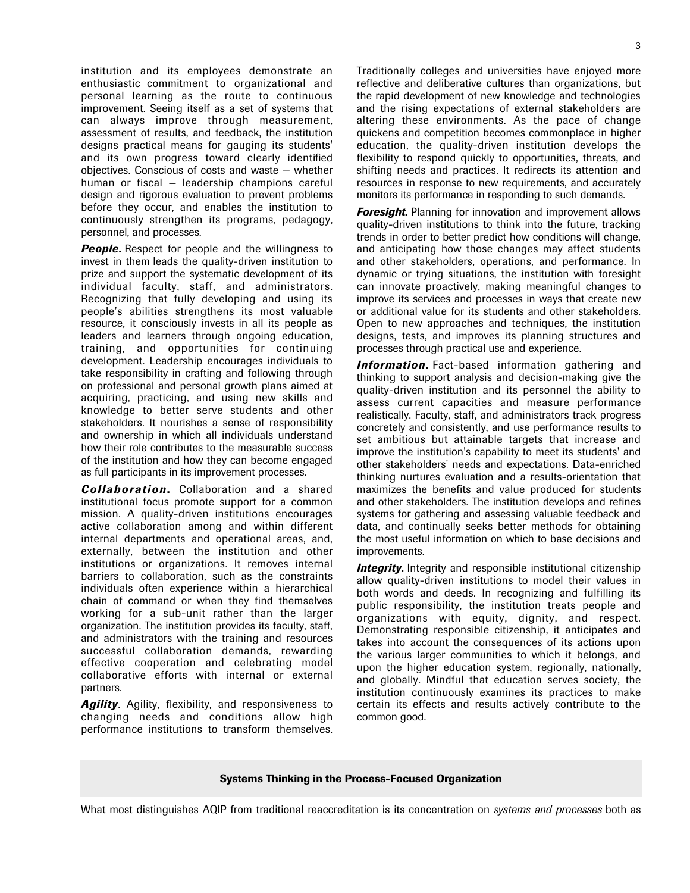institution and its employees demonstrate an enthusiastic commitment to organizational and personal learning as the route to continuous improvement. Seeing itself as a set of systems that can always improve through measurement, assessment of results, and feedback, the institution designs practical means for gauging its students' and its own progress toward clearly identified objectives. Conscious of costs and waste — whether human or fiscal — leadership champions careful design and rigorous evaluation to prevent problems before they occur, and enables the institution to continuously strengthen its programs, pedagogy, personnel, and processes.

***People.*** Respect for people and the willingness to invest in them leads the quality-driven institution to prize and support the systematic development of its individual faculty, staff, and administrators. Recognizing that fully developing and using its people's abilities strengthens its most valuable resource, it consciously invests in all its people as leaders and learners through ongoing education, training, and opportunities for continuing development. Leadership encourages individuals to take responsibility in crafting and following through on professional and personal growth plans aimed at acquiring, practicing, and using new skills and knowledge to better serve students and other stakeholders. It nourishes a sense of responsibility and ownership in which all individuals understand how their role contributes to the measurable success of the institution and how they can become engaged as full participants in its improvement processes.

***Collaboration.*** Collaboration and a shared institutional focus promote support for a common mission. A quality-driven institutions encourages active collaboration among and within different internal departments and operational areas, and, externally, between the institution and other institutions or organizations. It removes internal barriers to collaboration, such as the constraints individuals often experience within a hierarchical chain of command or when they find themselves working for a sub-unit rather than the larger organization. The institution provides its faculty, staff, and administrators with the training and resources successful collaboration demands, rewarding effective cooperation and celebrating model collaborative efforts with internal or external partners.

***Agility***. Agility, flexibility, and responsiveness to changing needs and conditions allow high performance institutions to transform themselves. Traditionally colleges and universities have enjoyed more reflective and deliberative cultures than organizations, but the rapid development of new knowledge and technologies and the rising expectations of external stakeholders are altering these environments. As the pace of change quickens and competition becomes commonplace in higher education, the quality-driven institution develops the flexibility to respond quickly to opportunities, threats, and shifting needs and practices. It redirects its attention and resources in response to new requirements, and accurately monitors its performance in responding to such demands.

***Foresight.*** Planning for innovation and improvement allows quality-driven institutions to think into the future, tracking trends in order to better predict how conditions will change, and anticipating how those changes may affect students and other stakeholders, operations, and performance. In dynamic or trying situations, the institution with foresight can innovate proactively, making meaningful changes to improve its services and processes in ways that create new or additional value for its students and other stakeholders. Open to new approaches and techniques, the institution designs, tests, and improves its planning structures and processes through practical use and experience.

***Information.*** Fact-based information gathering and thinking to support analysis and decision-making give the quality-driven institution and its personnel the ability to assess current capacities and measure performance realistically. Faculty, staff, and administrators track progress concretely and consistently, and use performance results to set ambitious but attainable targets that increase and improve the institution's capability to meet its students' and other stakeholders' needs and expectations. Data-enriched thinking nurtures evaluation and a results-orientation that maximizes the benefits and value produced for students and other stakeholders. The institution develops and refines systems for gathering and assessing valuable feedback and data, and continually seeks better methods for obtaining the most useful information on which to base decisions and improvements.

***Integrity.*** Integrity and responsible institutional citizenship allow quality-driven institutions to model their values in both words and deeds. In recognizing and fulfilling its public responsibility, the institution treats people and organizations with equity, dignity, and respect. Demonstrating responsible citizenship, it anticipates and takes into account the consequences of its actions upon the various larger communities to which it belongs, and upon the higher education system, regionally, nationally, and globally. Mindful that education serves society, the institution continuously examines its practices to make certain its effects and results actively contribute to the common good.

## Systems Thinking in the Process-Focused Organization

What most distinguishes AQIP from traditional reaccreditation is its concentration on *systems and processes* both as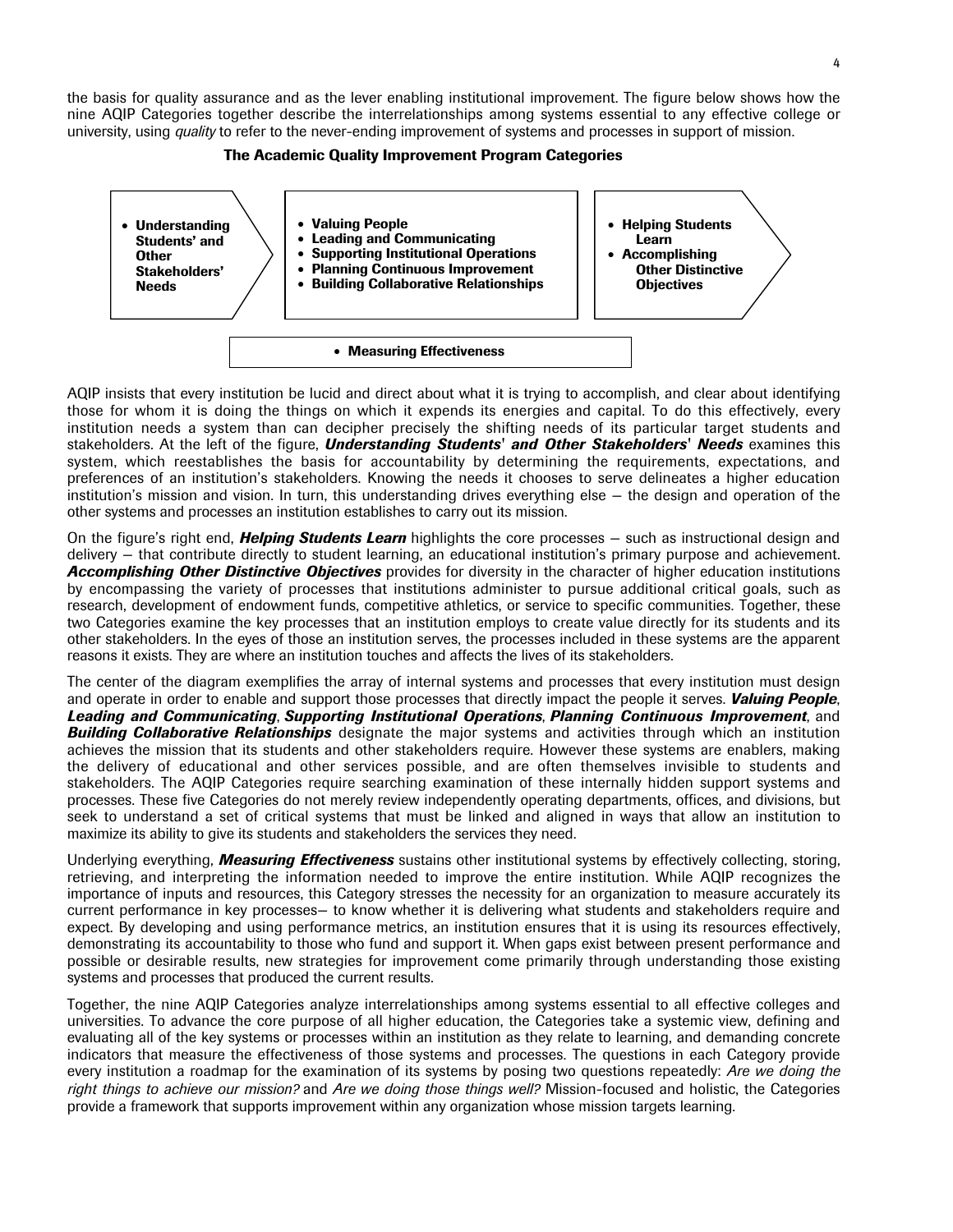the basis for quality assurance and as the lever enabling institutional improvement. The figure below shows how the nine AQIP Categories together describe the interrelationships among systems essential to any effective college or university, using *quality* to refer to the never-ending improvement of systems and processes in support of mission.

**The Academic Quality Improvement Program Categories**

- **Understanding Students' and Other Stakeholders' Needs**

- **Valuing People**
- **Leading and Communicating**
- **Supporting Institutional Operations**
- **Planning Continuous Improvement**
- **Building Collaborative Relationships**

- **Helping Students Learn**
- **Accomplishing Other Distinctive Objectives**

- **Measuring Effectiveness**

AQIP insists that every institution be lucid and direct about what it is trying to accomplish, and clear about identifying those for whom it is doing the things on which it expends its energies and capital. To do this effectively, every institution needs a system than can decipher precisely the shifting needs of its particular target students and stakeholders. At the left of the figure, ***Understanding Students' and Other Stakeholders' Needs*** examines this system, which reestablishes the basis for accountability by determining the requirements, expectations, and preferences of an institution's stakeholders. Knowing the needs it chooses to serve delineates a higher education institution's mission and vision. In turn, this understanding drives everything else — the design and operation of the other systems and processes an institution establishes to carry out its mission.

On the figure's right end, ***Helping Students Learn*** highlights the core processes — such as instructional design and delivery — that contribute directly to student learning, an educational institution's primary purpose and achievement. ***Accomplishing Other Distinctive Objectives*** provides for diversity in the character of higher education institutions by encompassing the variety of processes that institutions administer to pursue additional critical goals, such as research, development of endowment funds, competitive athletics, or service to specific communities. Together, these two Categories examine the key processes that an institution employs to create value directly for its students and its other stakeholders. In the eyes of those an institution serves, the processes included in these systems are the apparent reasons it exists. They are where an institution touches and affects the lives of its stakeholders.

The center of the diagram exemplifies the array of internal systems and processes that every institution must design and operate in order to enable and support those processes that directly impact the people it serves. ***Valuing People***, ***Leading and Communicating***, ***Supporting Institutional Operations***, ***Planning Continuous Improvement***, and ***Building Collaborative Relationships*** designate the major systems and activities through which an institution achieves the mission that its students and other stakeholders require. However these systems are enablers, making the delivery of educational and other services possible, and are often themselves invisible to students and stakeholders. The AQIP Categories require searching examination of these internally hidden support systems and processes. These five Categories do not merely review independently operating departments, offices, and divisions, but seek to understand a set of critical systems that must be linked and aligned in ways that allow an institution to maximize its ability to give its students and stakeholders the services they need.

Underlying everything, ***Measuring Effectiveness*** sustains other institutional systems by effectively collecting, storing, retrieving, and interpreting the information needed to improve the entire institution. While AQIP recognizes the importance of inputs and resources, this Category stresses the necessity for an organization to measure accurately its current performance in key processes— to know whether it is delivering what students and stakeholders require and expect. By developing and using performance metrics, an institution ensures that it is using its resources effectively, demonstrating its accountability to those who fund and support it. When gaps exist between present performance and possible or desirable results, new strategies for improvement come primarily through understanding those existing systems and processes that produced the current results.

Together, the nine AQIP Categories analyze interrelationships among systems essential to all effective colleges and universities. To advance the core purpose of all higher education, the Categories take a systemic view, defining and evaluating all of the key systems or processes within an institution as they relate to learning, and demanding concrete indicators that measure the effectiveness of those systems and processes. The questions in each Category provide every institution a roadmap for the examination of its systems by posing two questions repeatedly: *Are we doing the right things to achieve our mission?* and *Are we doing those things well?* Mission-focused and holistic, the Categories provide a framework that supports improvement within any organization whose mission targets learning.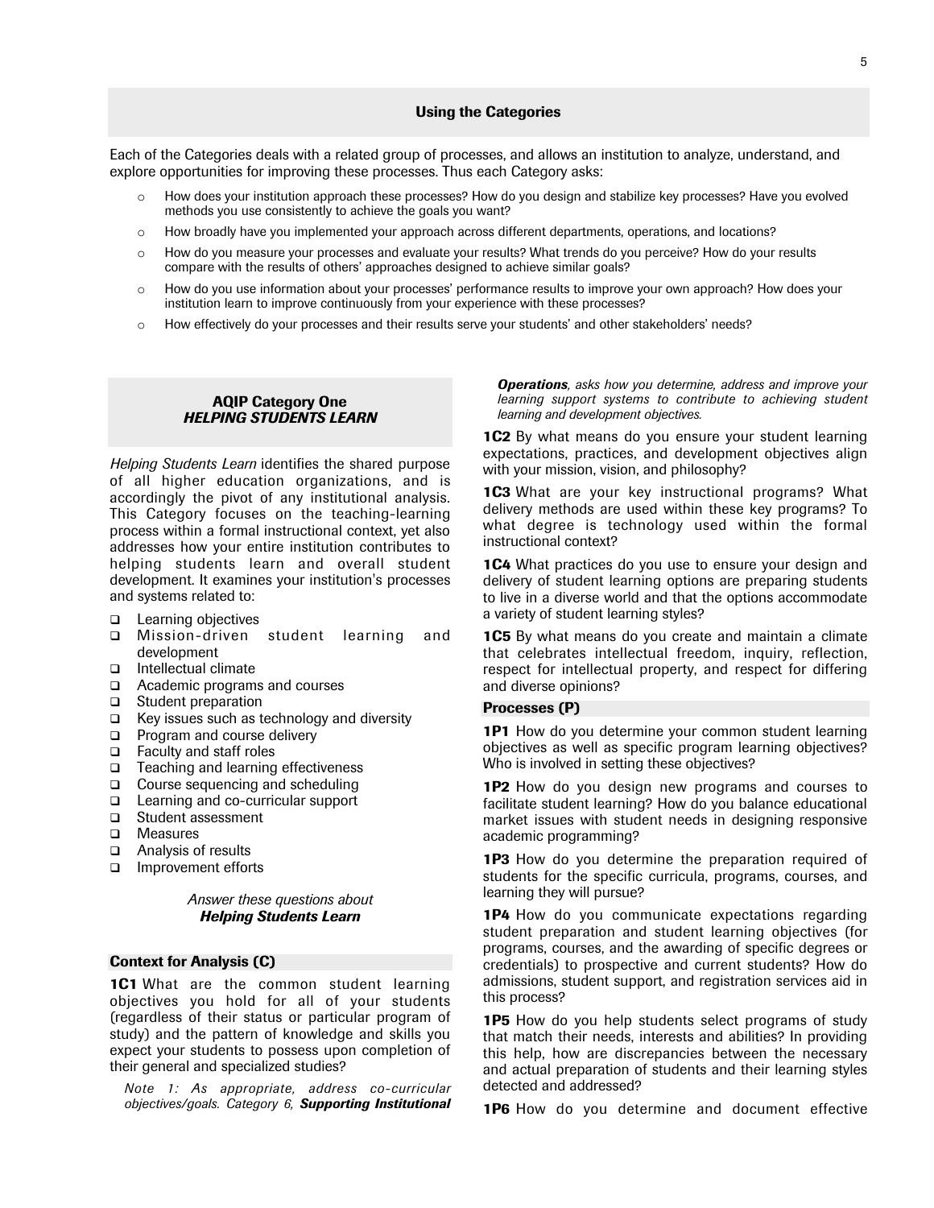## Using the Categories

Each of the Categories deals with a related group of processes, and allows an institution to analyze, understand, and explore opportunities for improving these processes. Thus each Category asks:

- How does your institution approach these processes? How do you design and stabilize key processes? Have you evolved methods you use consistently to achieve the goals you want?
- How broadly have you implemented your approach across different departments, operations, and locations?
- How do you measure your processes and evaluate your results? What trends do you perceive? How do your results compare with the results of others' approaches designed to achieve similar goals?
- How do you use information about your processes' performance results to improve your own approach? How does your institution learn to improve continuously from your experience with these processes?
- How effectively do your processes and their results serve your students' and other stakeholders' needs?

## AQIP Category One
## *HELPING STUDENTS LEARN*

*Helping Students Learn* identifies the shared purpose of all higher education organizations, and is accordingly the pivot of any institutional analysis. This Category focuses on the teaching-learning process within a formal instructional context, yet also addresses how your entire institution contributes to helping students learn and overall student development. It examines your institution's processes and systems related to:

- Learning objectives
- Mission-driven student learning and development
- Intellectual climate
- Academic programs and courses
- Student preparation
- Key issues such as technology and diversity
- Program and course delivery
- Faculty and staff roles
- Teaching and learning effectiveness
- Course sequencing and scheduling
- Learning and co-curricular support
- Student assessment
- Measures
- Analysis of results
- Improvement efforts

*Answer these questions about* ***Helping Students Learn***

### Context for Analysis (C)

**1C1** What are the common student learning objectives you hold for all of your students (regardless of their status or particular program of study) and the pattern of knowledge and skills you expect your students to possess upon completion of their general and specialized studies?

*Note 1: As appropriate, address co-curricular objectives/goals. Category 6,* ***Supporting Institutional Operations****, asks how you determine, address and improve your learning support systems to contribute to achieving student learning and development objectives.*

**1C2** By what means do you ensure your student learning expectations, practices, and development objectives align with your mission, vision, and philosophy?

**1C3** What are your key instructional programs? What delivery methods are used within these key programs? To what degree is technology used within the formal instructional context?

**1C4** What practices do you use to ensure your design and delivery of student learning options are preparing students to live in a diverse world and that the options accommodate a variety of student learning styles?

**1C5** By what means do you create and maintain a climate that celebrates intellectual freedom, inquiry, reflection, respect for intellectual property, and respect for differing and diverse opinions?

### Processes (P)

**1P1** How do you determine your common student learning objectives as well as specific program learning objectives? Who is involved in setting these objectives?

**1P2** How do you design new programs and courses to facilitate student learning? How do you balance educational market issues with student needs in designing responsive academic programming?

**1P3** How do you determine the preparation required of students for the specific curricula, programs, courses, and learning they will pursue?

**1P4** How do you communicate expectations regarding student preparation and student learning objectives (for programs, courses, and the awarding of specific degrees or credentials) to prospective and current students? How do admissions, student support, and registration services aid in this process?

**1P5** How do you help students select programs of study that match their needs, interests and abilities? In providing this help, how are discrepancies between the necessary and actual preparation of students and their learning styles detected and addressed?

**1P6** How do you determine and document effective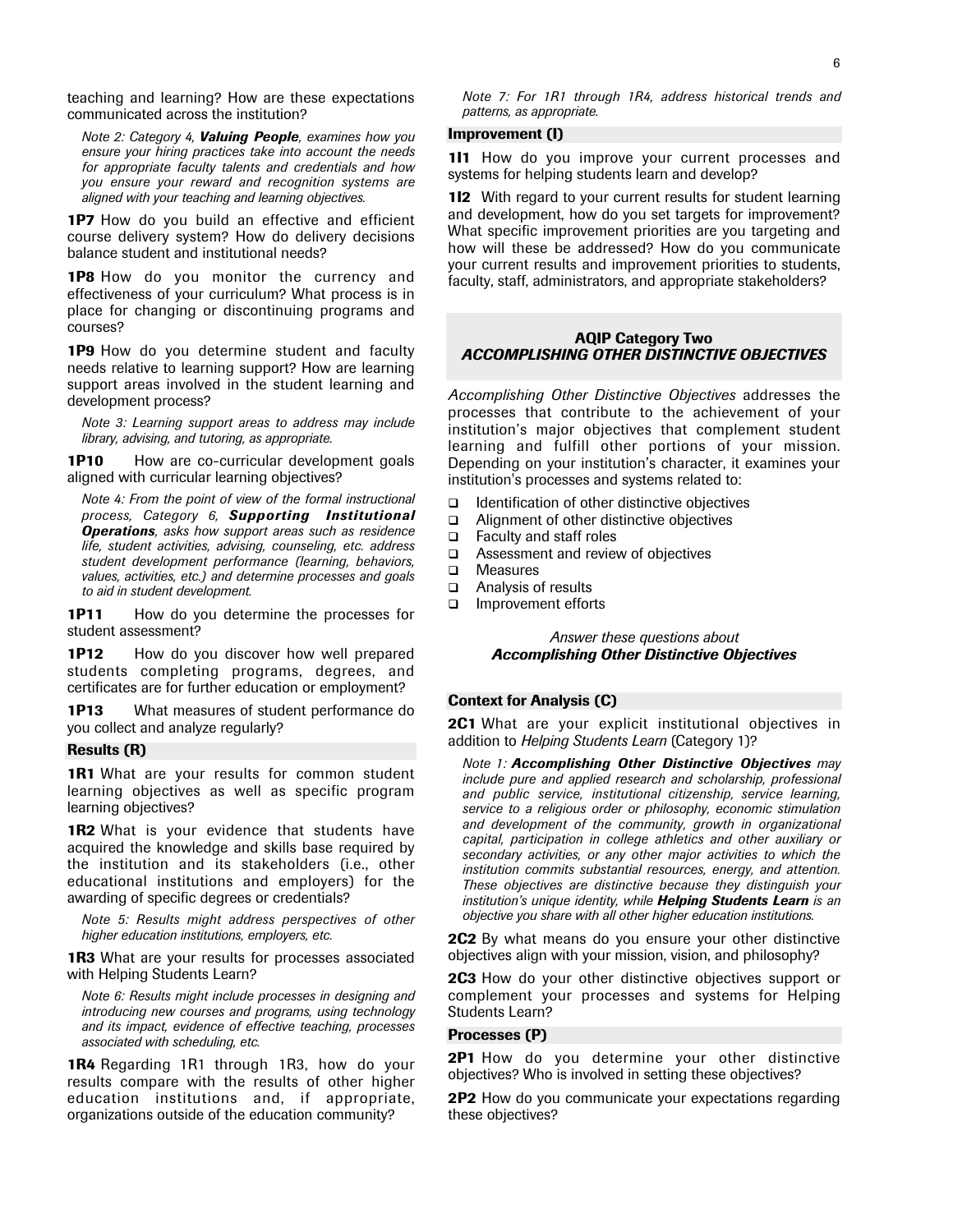teaching and learning? How are these expectations communicated across the institution?

*Note 2: Category 4, **Valuing People**, examines how you ensure your hiring practices take into account the needs for appropriate faculty talents and credentials and how you ensure your reward and recognition systems are aligned with your teaching and learning objectives.*

**1P7** How do you build an effective and efficient course delivery system? How do delivery decisions balance student and institutional needs?

**1P8** How do you monitor the currency and effectiveness of your curriculum? What process is in place for changing or discontinuing programs and courses?

**1P9** How do you determine student and faculty needs relative to learning support? How are learning support areas involved in the student learning and development process?

*Note 3: Learning support areas to address may include library, advising, and tutoring, as appropriate.*

**1P10** How are co-curricular development goals aligned with curricular learning objectives?

*Note 4: From the point of view of the formal instructional process, Category 6, **Supporting Institutional Operations**, asks how support areas such as residence life, student activities, advising, counseling, etc. address student development performance (learning, behaviors, values, activities, etc.) and determine processes and goals to aid in student development.*

**1P11** How do you determine the processes for student assessment?

**1P12** How do you discover how well prepared students completing programs, degrees, and certificates are for further education or employment?

**1P13** What measures of student performance do you collect and analyze regularly?

### Results (R)

**1R1** What are your results for common student learning objectives as well as specific program learning objectives?

**1R2** What is your evidence that students have acquired the knowledge and skills base required by the institution and its stakeholders (i.e., other educational institutions and employers) for the awarding of specific degrees or credentials?

*Note 5: Results might address perspectives of other higher education institutions, employers, etc.*

**1R3** What are your results for processes associated with Helping Students Learn?

*Note 6: Results might include processes in designing and introducing new courses and programs, using technology and its impact, evidence of effective teaching, processes associated with scheduling, etc.*

**1R4** Regarding 1R1 through 1R3, how do your results compare with the results of other higher education institutions and, if appropriate, organizations outside of the education community?

*Note 7: For 1R1 through 1R4, address historical trends and patterns, as appropriate.*

### Improvement (I)

**1I1** How do you improve your current processes and systems for helping students learn and develop?

**1I2** With regard to your current results for student learning and development, how do you set targets for improvement? What specific improvement priorities are you targeting and how will these be addressed? How do you communicate your current results and improvement priorities to students, faculty, staff, administrators, and appropriate stakeholders?

## AQIP Category Two
## *ACCOMPLISHING OTHER DISTINCTIVE OBJECTIVES*

*Accomplishing Other Distinctive Objectives* addresses the processes that contribute to the achievement of your institution's major objectives that complement student learning and fulfill other portions of your mission. Depending on your institution's character, it examines your institution's processes and systems related to:

- Identification of other distinctive objectives
- Alignment of other distinctive objectives
- Faculty and staff roles
- Assessment and review of objectives
- Measures
- Analysis of results
- Improvement efforts

*Answer these questions about*
***Accomplishing Other Distinctive Objectives***

### Context for Analysis (C)

**2C1** What are your explicit institutional objectives in addition to *Helping Students Learn* (Category 1)?

*Note 1: **Accomplishing Other Distinctive Objectives** may include pure and applied research and scholarship, professional and public service, institutional citizenship, service learning, service to a religious order or philosophy, economic stimulation and development of the community, growth in organizational capital, participation in college athletics and other auxiliary or secondary activities, or any other major activities to which the institution commits substantial resources, energy, and attention. These objectives are distinctive because they distinguish your institution's unique identity, while **Helping Students Learn** is an objective you share with all other higher education institutions.*

**2C2** By what means do you ensure your other distinctive objectives align with your mission, vision, and philosophy?

**2C3** How do your other distinctive objectives support or complement your processes and systems for Helping Students Learn?

### Processes (P)

**2P1** How do you determine your other distinctive objectives? Who is involved in setting these objectives?

**2P2** How do you communicate your expectations regarding these objectives?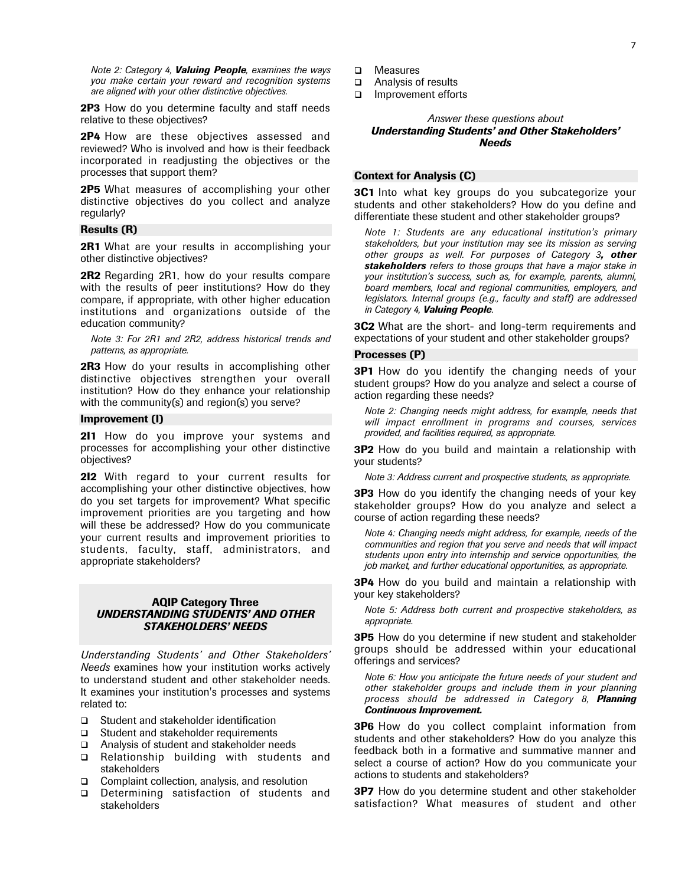*Note 2: Category 4, **Valuing People**, examines the ways you make certain your reward and recognition systems are aligned with your other distinctive objectives.*

**2P3** How do you determine faculty and staff needs relative to these objectives?

**2P4** How are these objectives assessed and reviewed? Who is involved and how is their feedback incorporated in readjusting the objectives or the processes that support them?

**2P5** What measures of accomplishing your other distinctive objectives do you collect and analyze regularly?

### Results (R)

**2R1** What are your results in accomplishing your other distinctive objectives?

**2R2** Regarding 2R1, how do your results compare with the results of peer institutions? How do they compare, if appropriate, with other higher education institutions and organizations outside of the education community?

*Note 3: For 2R1 and 2R2, address historical trends and patterns, as appropriate.*

**2R3** How do your results in accomplishing other distinctive objectives strengthen your overall institution? How do they enhance your relationship with the community(s) and region(s) you serve?

### Improvement (I)

**2I1** How do you improve your systems and processes for accomplishing your other distinctive objectives?

**2I2** With regard to your current results for accomplishing your other distinctive objectives, how do you set targets for improvement? What specific improvement priorities are you targeting and how will these be addressed? How do you communicate your current results and improvement priorities to students, faculty, staff, administrators, and appropriate stakeholders?

## AQIP Category Three *UNDERSTANDING STUDENTS' AND OTHER STAKEHOLDERS' NEEDS*

*Understanding Students' and Other Stakeholders' Needs* examines how your institution works actively to understand student and other stakeholder needs. It examines your institution's processes and systems related to:

- Student and stakeholder identification
- Student and stakeholder requirements
- Analysis of student and stakeholder needs
- Relationship building with students and stakeholders
- Complaint collection, analysis, and resolution
- Determining satisfaction of students and stakeholders
- Measures
- Analysis of results
- Improvement efforts

*Answer these questions about* ***Understanding Students' and Other Stakeholders' Needs***

### Context for Analysis (C)

**3C1** Into what key groups do you subcategorize your students and other stakeholders? How do you define and differentiate these student and other stakeholder groups?

*Note 1: Students are any educational institution's primary stakeholders, but your institution may see its mission as serving other groups as well. For purposes of Category 3**, other stakeholders** refers to those groups that have a major stake in your institution's success, such as, for example, parents, alumni, board members, local and regional communities, employers, and legislators. Internal groups (e.g., faculty and staff) are addressed in Category 4, **Valuing People**.*

**3C2** What are the short- and long-term requirements and expectations of your student and other stakeholder groups?

### Processes (P)

**3P1** How do you identify the changing needs of your student groups? How do you analyze and select a course of action regarding these needs?

*Note 2: Changing needs might address, for example, needs that will impact enrollment in programs and courses, services provided, and facilities required, as appropriate.*

**3P2** How do you build and maintain a relationship with your students?

*Note 3: Address current and prospective students, as appropriate.*

**3P3** How do you identify the changing needs of your key stakeholder groups? How do you analyze and select a course of action regarding these needs?

*Note 4: Changing needs might address, for example, needs of the communities and region that you serve and needs that will impact students upon entry into internship and service opportunities, the job market, and further educational opportunities, as appropriate.*

**3P4** How do you build and maintain a relationship with your key stakeholders?

*Note 5: Address both current and prospective stakeholders, as appropriate.*

**3P5** How do you determine if new student and stakeholder groups should be addressed within your educational offerings and services?

*Note 6: How you anticipate the future needs of your student and other stakeholder groups and include them in your planning process should be addressed in Category 8, **Planning Continuous Improvement.***

**3P6** How do you collect complaint information from students and other stakeholders? How do you analyze this feedback both in a formative and summative manner and select a course of action? How do you communicate your actions to students and stakeholders?

**3P7** How do you determine student and other stakeholder satisfaction? What measures of student and other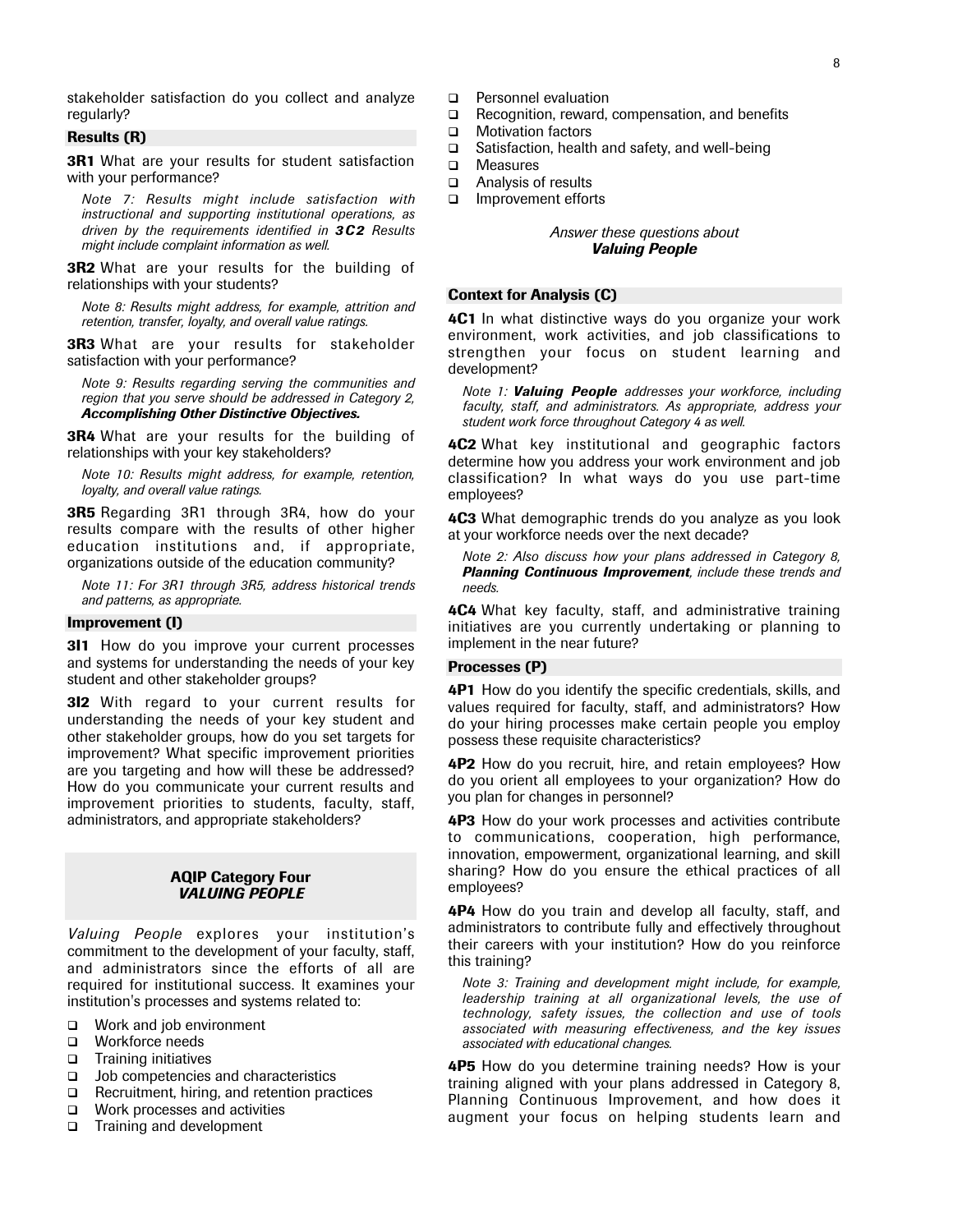stakeholder satisfaction do you collect and analyze regularly?

### Results (R)

**3R1** What are your results for student satisfaction with your performance?

*Note 7: Results might include satisfaction with instructional and supporting institutional operations, as driven by the requirements identified in **3C2**. Results might include complaint information as well.*

**3R2** What are your results for the building of relationships with your students?

*Note 8: Results might address, for example, attrition and retention, transfer, loyalty, and overall value ratings.*

**3R3** What are your results for stakeholder satisfaction with your performance?

*Note 9: Results regarding serving the communities and region that you serve should be addressed in Category 2, **Accomplishing Other Distinctive Objectives.***

**3R4** What are your results for the building of relationships with your key stakeholders?

*Note 10: Results might address, for example, retention, loyalty, and overall value ratings.*

**3R5** Regarding 3R1 through 3R4, how do your results compare with the results of other higher education institutions and, if appropriate, organizations outside of the education community?

*Note 11: For 3R1 through 3R5, address historical trends and patterns, as appropriate.*

### Improvement (I)

**3I1** How do you improve your current processes and systems for understanding the needs of your key student and other stakeholder groups?

**3I2** With regard to your current results for understanding the needs of your key student and other stakeholder groups, how do you set targets for improvement? What specific improvement priorities are you targeting and how will these be addressed? How do you communicate your current results and improvement priorities to students, faculty, staff, administrators, and appropriate stakeholders?

## AQIP Category Four
## *VALUING PEOPLE*

*Valuing People* explores your institution's commitment to the development of your faculty, staff, and administrators since the efforts of all are required for institutional success. It examines your institution's processes and systems related to:

- Work and job environment
- Workforce needs
- Training initiatives
- Job competencies and characteristics
- Recruitment, hiring, and retention practices
- Work processes and activities
- Training and development
- Personnel evaluation
- Recognition, reward, compensation, and benefits
- Motivation factors
- Satisfaction, health and safety, and well-being
- Measures
- Analysis of results
- Improvement efforts

*Answer these questions about* ***Valuing People***

### Context for Analysis (C)

**4C1** In what distinctive ways do you organize your work environment, work activities, and job classifications to strengthen your focus on student learning and development?

*Note 1: **Valuing People** addresses your workforce, including faculty, staff, and administrators. As appropriate, address your student work force throughout Category 4 as well.*

**4C2** What key institutional and geographic factors determine how you address your work environment and job classification? In what ways do you use part-time employees?

**4C3** What demographic trends do you analyze as you look at your workforce needs over the next decade?

*Note 2: Also discuss how your plans addressed in Category 8, **Planning Continuous Improvement**, include these trends and needs.*

**4C4** What key faculty, staff, and administrative training initiatives are you currently undertaking or planning to implement in the near future?

### Processes (P)

**4P1** How do you identify the specific credentials, skills, and values required for faculty, staff, and administrators? How do your hiring processes make certain people you employ possess these requisite characteristics?

**4P2** How do you recruit, hire, and retain employees? How do you orient all employees to your organization? How do you plan for changes in personnel?

**4P3** How do your work processes and activities contribute to communications, cooperation, high performance, innovation, empowerment, organizational learning, and skill sharing? How do you ensure the ethical practices of all employees?

**4P4** How do you train and develop all faculty, staff, and administrators to contribute fully and effectively throughout their careers with your institution? How do you reinforce this training?

*Note 3: Training and development might include, for example, leadership training at all organizational levels, the use of technology, safety issues, the collection and use of tools associated with measuring effectiveness, and the key issues associated with educational changes.*

**4P5** How do you determine training needs? How is your training aligned with your plans addressed in Category 8, Planning Continuous Improvement, and how does it augment your focus on helping students learn and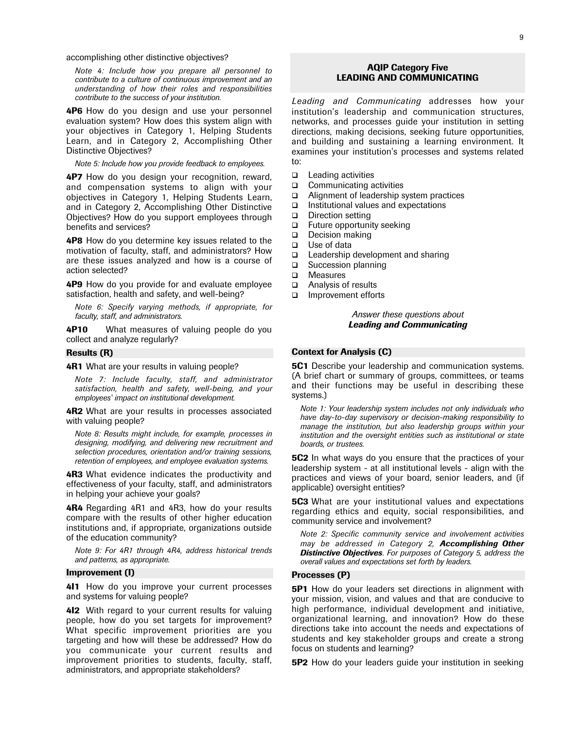accomplishing other distinctive objectives?

*Note 4: Include how you prepare all personnel to contribute to a culture of continuous improvement and an understanding of how their roles and responsibilities contribute to the success of your institution.*

**4P6** How do you design and use your personnel evaluation system? How does this system align with your objectives in Category 1, Helping Students Learn, and in Category 2, Accomplishing Other Distinctive Objectives?

*Note 5: Include how you provide feedback to employees.*

**4P7** How do you design your recognition, reward, and compensation systems to align with your objectives in Category 1, Helping Students Learn, and in Category 2, Accomplishing Other Distinctive Objectives? How do you support employees through benefits and services?

**4P8** How do you determine key issues related to the motivation of faculty, staff, and administrators? How are these issues analyzed and how is a course of action selected?

**4P9** How do you provide for and evaluate employee satisfaction, health and safety, and well-being?

*Note 6: Specify varying methods, if appropriate, for faculty, staff, and administrators.*

**4P10** What measures of valuing people do you collect and analyze regularly?

### Results (R)

**4R1** What are your results in valuing people?

*Note 7: Include faculty, staff, and administrator satisfaction, health and safety, well-being, and your employees' impact on institutional development.*

**4R2** What are your results in processes associated with valuing people?

*Note 8: Results might include, for example, processes in designing, modifying, and delivering new recruitment and selection procedures, orientation and/or training sessions, retention of employees, and employee evaluation systems.*

**4R3** What evidence indicates the productivity and effectiveness of your faculty, staff, and administrators in helping your achieve your goals?

**4R4** Regarding 4R1 and 4R3, how do your results compare with the results of other higher education institutions and, if appropriate, organizations outside of the education community?

*Note 9: For 4R1 through 4R4, address historical trends and patterns, as appropriate.*

### Improvement (I)

**4I1** How do you improve your current processes and systems for valuing people?

**4I2** With regard to your current results for valuing people, how do you set targets for improvement? What specific improvement priorities are you targeting and how will these be addressed? How do you communicate your current results and improvement priorities to students, faculty, staff, administrators, and appropriate stakeholders?

## AQIP Category Five
## LEADING AND COMMUNICATING

*Leading and Communicating* addresses how your institution's leadership and communication structures, networks, and processes guide your institution in setting directions, making decisions, seeking future opportunities, and building and sustaining a learning environment. It examines your institution's processes and systems related to:

- Leading activities
- Communicating activities
- Alignment of leadership system practices
- Institutional values and expectations
- Direction setting
- Future opportunity seeking
- Decision making
- Use of data
- Leadership development and sharing
- Succession planning
- Measures
- Analysis of results
- Improvement efforts

*Answer these questions about **Leading and Communicating***

### Context for Analysis (C)

**5C1** Describe your leadership and communication systems. (A brief chart or summary of groups, committees, or teams and their functions may be useful in describing these systems.)

*Note 1: Your leadership system includes not only individuals who have day-to-day supervisory or decision-making responsibility to manage the institution, but also leadership groups within your institution and the oversight entities such as institutional or state boards, or trustees.*

**5C2** In what ways do you ensure that the practices of your leadership system - at all institutional levels - align with the practices and views of your board, senior leaders, and (if applicable) oversight entities?

**5C3** What are your institutional values and expectations regarding ethics and equity, social responsibilities, and community service and involvement?

*Note 2: Specific community service and involvement activities may be addressed in Category 2, **Accomplishing Other Distinctive Objectives**. For purposes of Category 5, address the overall values and expectations set forth by leaders.*

### Processes (P)

**5P1** How do your leaders set directions in alignment with your mission, vision, and values and that are conducive to high performance, individual development and initiative, organizational learning, and innovation? How do these directions take into account the needs and expectations of students and key stakeholder groups and create a strong focus on students and learning?

**5P2** How do your leaders guide your institution in seeking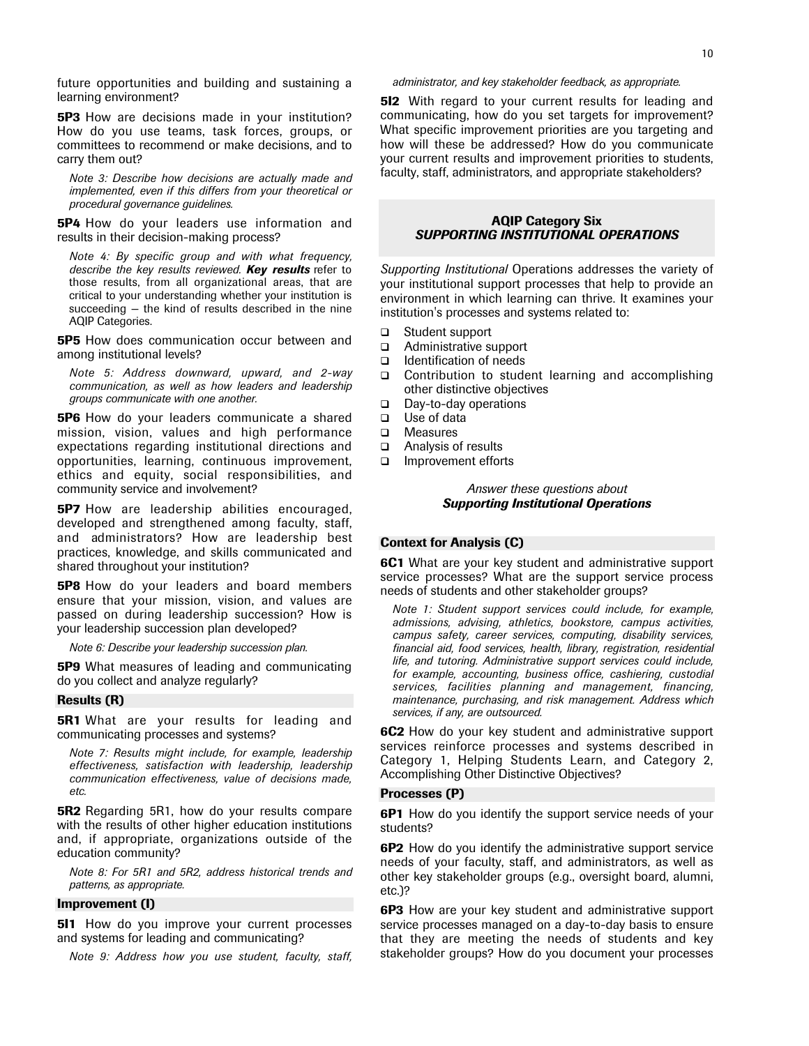future opportunities and building and sustaining a learning environment?

**5P3** How are decisions made in your institution? How do you use teams, task forces, groups, or committees to recommend or make decisions, and to carry them out?

*Note 3: Describe how decisions are actually made and implemented, even if this differs from your theoretical or procedural governance guidelines.*

**5P4** How do your leaders use information and results in their decision-making process?

*Note 4: By specific group and with what frequency, describe the key results reviewed. **Key results*** refer to those results, from all organizational areas, that are critical to your understanding whether your institution is succeeding — the kind of results described in the nine AQIP Categories.

**5P5** How does communication occur between and among institutional levels?

*Note 5: Address downward, upward, and 2-way communication, as well as how leaders and leadership groups communicate with one another.*

**5P6** How do your leaders communicate a shared mission, vision, values and high performance expectations regarding institutional directions and opportunities, learning, continuous improvement, ethics and equity, social responsibilities, and community service and involvement?

**5P7** How are leadership abilities encouraged, developed and strengthened among faculty, staff, and administrators? How are leadership best practices, knowledge, and skills communicated and shared throughout your institution?

**5P8** How do your leaders and board members ensure that your mission, vision, and values are passed on during leadership succession? How is your leadership succession plan developed?

*Note 6: Describe your leadership succession plan.*

**5P9** What measures of leading and communicating do you collect and analyze regularly?

### Results (R)

**5R1** What are your results for leading and communicating processes and systems?

*Note 7: Results might include, for example, leadership effectiveness, satisfaction with leadership, leadership communication effectiveness, value of decisions made, etc.*

**5R2** Regarding 5R1, how do your results compare with the results of other higher education institutions and, if appropriate, organizations outside of the education community?

*Note 8: For 5R1 and 5R2, address historical trends and patterns, as appropriate.*

### Improvement (I)

**5I1** How do you improve your current processes and systems for leading and communicating?

*Note 9: Address how you use student, faculty, staff, administrator, and key stakeholder feedback, as appropriate.*

**5I2** With regard to your current results for leading and communicating, how do you set targets for improvement? What specific improvement priorities are you targeting and how will these be addressed? How do you communicate your current results and improvement priorities to students, faculty, staff, administrators, and appropriate stakeholders?

## AQIP Category Six
## *SUPPORTING INSTITUTIONAL OPERATIONS*

*Supporting Institutional* Operations addresses the variety of your institutional support processes that help to provide an environment in which learning can thrive. It examines your institution's processes and systems related to:

- Student support
- Administrative support
- Identification of needs
- Contribution to student learning and accomplishing other distinctive objectives
- Day-to-day operations
- Use of data
- Measures
- Analysis of results
- Improvement efforts

*Answer these questions about*
***Supporting Institutional Operations***

### Context for Analysis (C)

**6C1** What are your key student and administrative support service processes? What are the support service process needs of students and other stakeholder groups?

*Note 1: Student support services could include, for example, admissions, advising, athletics, bookstore, campus activities, campus safety, career services, computing, disability services, financial aid, food services, health, library, registration, residential life, and tutoring. Administrative support services could include, for example, accounting, business office, cashiering, custodial services, facilities planning and management, financing, maintenance, purchasing, and risk management. Address which services, if any, are outsourced.*

**6C2** How do your key student and administrative support services reinforce processes and systems described in Category 1, Helping Students Learn, and Category 2, Accomplishing Other Distinctive Objectives?

### Processes (P)

**6P1** How do you identify the support service needs of your students?

**6P2** How do you identify the administrative support service needs of your faculty, staff, and administrators, as well as other key stakeholder groups (e.g., oversight board, alumni, etc.)?

**6P3** How are your key student and administrative support service processes managed on a day-to-day basis to ensure that they are meeting the needs of students and key stakeholder groups? How do you document your processes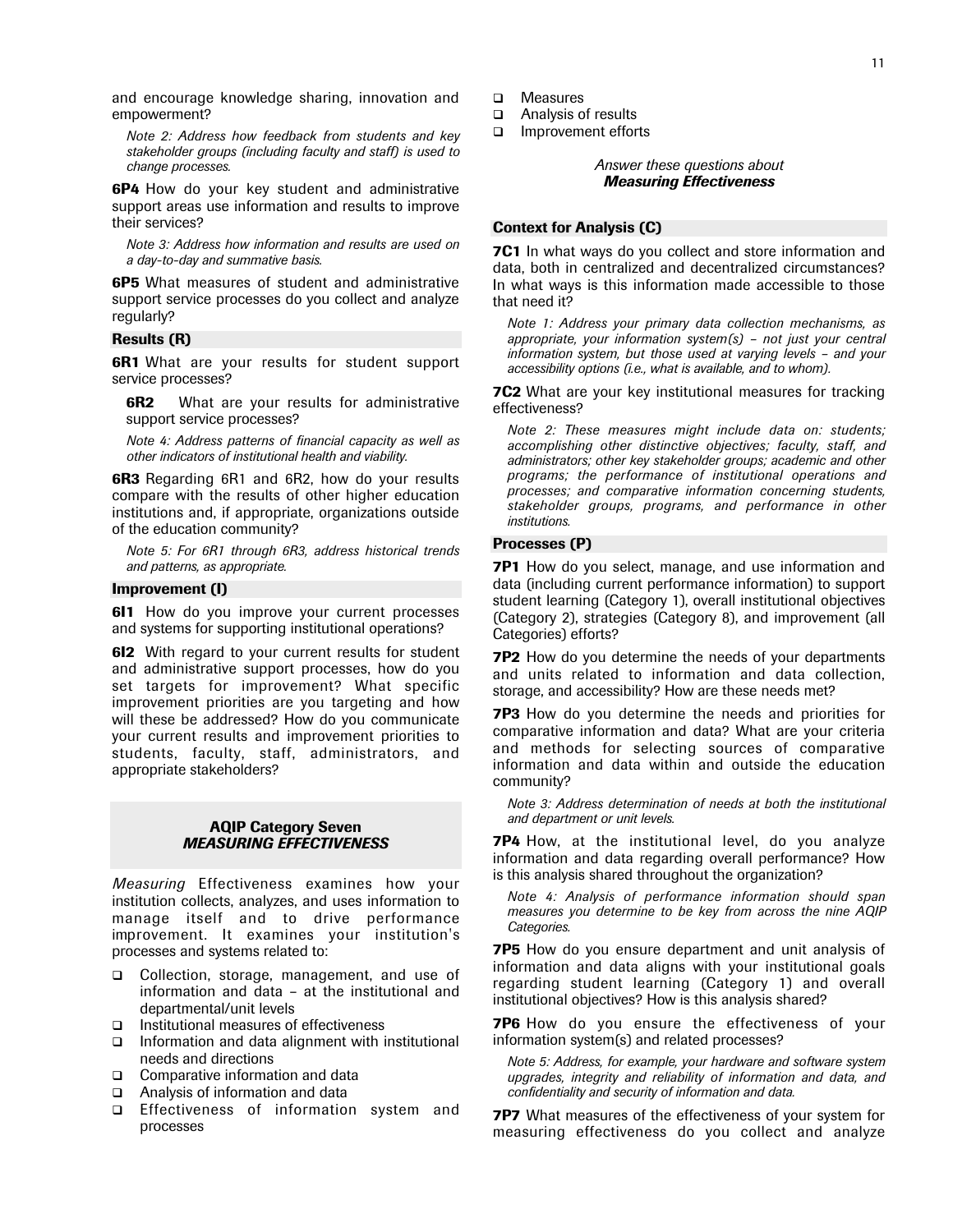and encourage knowledge sharing, innovation and empowerment?

*Note 2: Address how feedback from students and key stakeholder groups (including faculty and staff) is used to change processes.*

**6P4** How do your key student and administrative support areas use information and results to improve their services?

*Note 3: Address how information and results are used on a day-to-day and summative basis.*

**6P5** What measures of student and administrative support service processes do you collect and analyze regularly?

### Results (R)

**6R1** What are your results for student support service processes?

**6R2** What are your results for administrative support service processes?

*Note 4: Address patterns of financial capacity as well as other indicators of institutional health and viability.*

**6R3** Regarding 6R1 and 6R2, how do your results compare with the results of other higher education institutions and, if appropriate, organizations outside of the education community?

*Note 5: For 6R1 through 6R3, address historical trends and patterns, as appropriate.*

### Improvement (I)

**6I1** How do you improve your current processes and systems for supporting institutional operations?

**6I2** With regard to your current results for student and administrative support processes, how do you set targets for improvement? What specific improvement priorities are you targeting and how will these be addressed? How do you communicate your current results and improvement priorities to students, faculty, staff, administrators, and appropriate stakeholders?

## AQIP Category Seven *MEASURING EFFECTIVENESS*

*Measuring* Effectiveness examines how your institution collects, analyzes, and uses information to manage itself and to drive performance improvement. It examines your institution's processes and systems related to:

- Collection, storage, management, and use of information and data – at the institutional and departmental/unit levels
- Institutional measures of effectiveness
- Information and data alignment with institutional needs and directions
- Comparative information and data
- Analysis of information and data
- Effectiveness of information system and processes
- Measures
- Analysis of results
- Improvement efforts

*Answer these questions about* ***Measuring Effectiveness***

### Context for Analysis (C)

**7C1** In what ways do you collect and store information and data, both in centralized and decentralized circumstances? In what ways is this information made accessible to those that need it?

*Note 1: Address your primary data collection mechanisms, as appropriate, your information system(s) – not just your central information system, but those used at varying levels – and your accessibility options (i.e., what is available, and to whom).*

**7C2** What are your key institutional measures for tracking effectiveness?

*Note 2: These measures might include data on: students; accomplishing other distinctive objectives; faculty, staff, and administrators; other key stakeholder groups; academic and other programs; the performance of institutional operations and processes; and comparative information concerning students, stakeholder groups, programs, and performance in other institutions.*

### Processes (P)

**7P1** How do you select, manage, and use information and data (including current performance information) to support student learning (Category 1), overall institutional objectives (Category 2), strategies (Category 8), and improvement (all Categories) efforts?

**7P2** How do you determine the needs of your departments and units related to information and data collection, storage, and accessibility? How are these needs met?

**7P3** How do you determine the needs and priorities for comparative information and data? What are your criteria and methods for selecting sources of comparative information and data within and outside the education community?

*Note 3: Address determination of needs at both the institutional and department or unit levels.*

**7P4** How, at the institutional level, do you analyze information and data regarding overall performance? How is this analysis shared throughout the organization?

*Note 4: Analysis of performance information should span measures you determine to be key from across the nine AQIP Categories.*

**7P5** How do you ensure department and unit analysis of information and data aligns with your institutional goals regarding student learning (Category 1) and overall institutional objectives? How is this analysis shared?

**7P6** How do you ensure the effectiveness of your information system(s) and related processes?

*Note 5: Address, for example, your hardware and software system upgrades, integrity and reliability of information and data, and confidentiality and security of information and data.*

**7P7** What measures of the effectiveness of your system for measuring effectiveness do you collect and analyze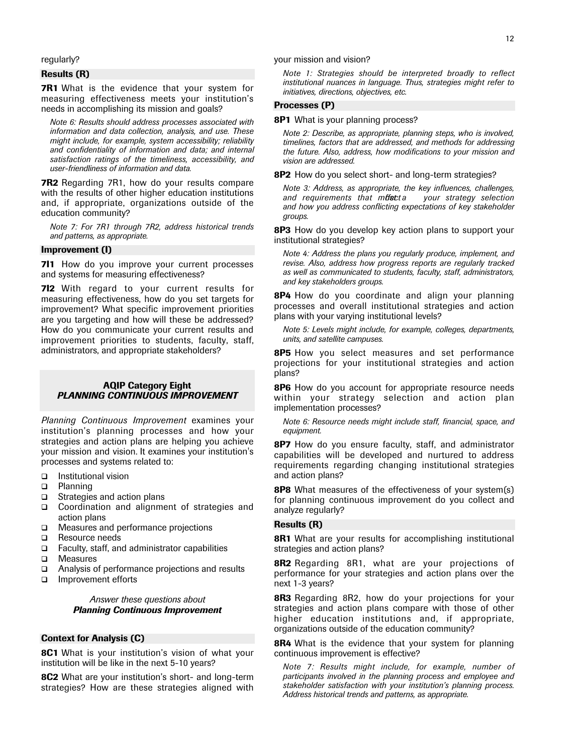regularly?

### Results (R)

**7R1** What is the evidence that your system for measuring effectiveness meets your institution's needs in accomplishing its mission and goals?

*Note 6: Results should address processes associated with information and data collection, analysis, and use. These might include, for example, system accessibility; reliability and confidentiality of information and data; and internal satisfaction ratings of the timeliness, accessibility, and user-friendliness of information and data.*

**7R2** Regarding 7R1, how do your results compare with the results of other higher education institutions and, if appropriate, organizations outside of the education community?

*Note 7: For 7R1 through 7R2, address historical trends and patterns, as appropriate.*

### Improvement (I)

**7I1** How do you improve your current processes and systems for measuring effectiveness?

**7I2** With regard to your current results for measuring effectiveness, how do you set targets for improvement? What specific improvement priorities are you targeting and how will these be addressed? How do you communicate your current results and improvement priorities to students, faculty, staff, administrators, and appropriate stakeholders?

## AQIP Category Eight
## *PLANNING CONTINUOUS IMPROVEMENT*

*Planning Continuous Improvement* examines your institution's planning processes and how your strategies and action plans are helping you achieve your mission and vision. It examines your institution's processes and systems related to:

- Institutional vision
- Planning
- Strategies and action plans
- Coordination and alignment of strategies and action plans
- Measures and performance projections
- Resource needs
- Faculty, staff, and administrator capabilities
- Measures
- Analysis of performance projections and results
- Improvement efforts

*Answer these questions about* ***Planning Continuous Improvement***

### Context for Analysis (C)

**8C1** What is your institution's vision of what your institution will be like in the next 5-10 years?

**8C2** What are your institution's short- and long-term strategies? How are these strategies aligned with your mission and vision?

*Note 1: Strategies should be interpreted broadly to reflect institutional nuances in language. Thus, strategies might refer to initiatives, directions, objectives, etc.*

### Processes (P)

**8P1** What is your planning process?

*Note 2: Describe, as appropriate, planning steps, who is involved, timelines, factors that are addressed, and methods for addressing the future. Also, address, how modifications to your mission and vision are addressed.*

**8P2** How do you select short- and long-term strategies?

*Note 3: Address, as appropriate, the key influences, challenges, and requirements that most affect your strategy selection and how you address conflicting expectations of key stakeholder groups.*

**8P3** How do you develop key action plans to support your institutional strategies?

*Note 4: Address the plans you regularly produce, implement, and revise. Also, address how progress reports are regularly tracked as well as communicated to students, faculty, staff, administrators, and key stakeholders groups.*

**8P4** How do you coordinate and align your planning processes and overall institutional strategies and action plans with your varying institutional levels?

*Note 5: Levels might include, for example, colleges, departments, units, and satellite campuses.*

**8P5** How you select measures and set performance projections for your institutional strategies and action plans?

**8P6** How do you account for appropriate resource needs within your strategy selection and action plan implementation processes?

*Note 6: Resource needs might include staff, financial, space, and equipment.*

**8P7** How do you ensure faculty, staff, and administrator capabilities will be developed and nurtured to address requirements regarding changing institutional strategies and action plans?

**8P8** What measures of the effectiveness of your system(s) for planning continuous improvement do you collect and analyze regularly?

### Results (R)

**8R1** What are your results for accomplishing institutional strategies and action plans?

**8R2** Regarding 8R1, what are your projections of performance for your strategies and action plans over the next 1-3 years?

**8R3** Regarding 8R2, how do your projections for your strategies and action plans compare with those of other higher education institutions and, if appropriate, organizations outside of the education community?

**8R4** What is the evidence that your system for planning continuous improvement is effective?

*Note 7: Results might include, for example, number of participants involved in the planning process and employee and stakeholder satisfaction with your institution's planning process. Address historical trends and patterns, as appropriate.*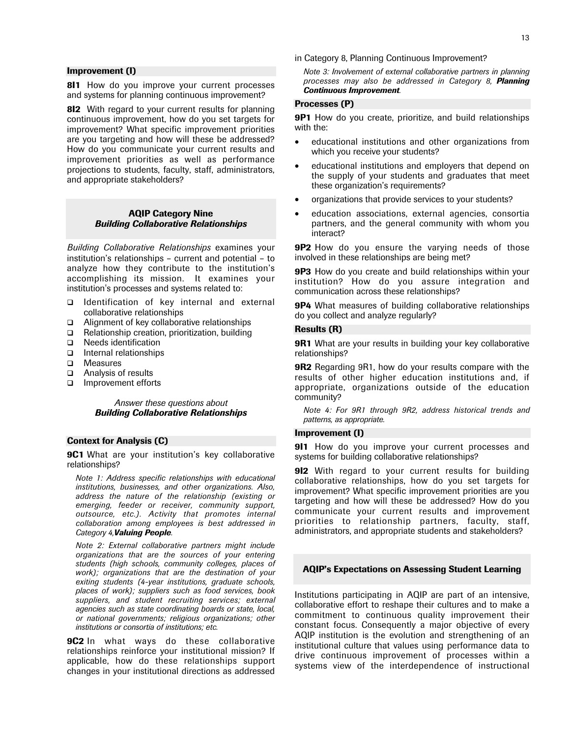### Improvement (I)

**8I1** How do you improve your current processes and systems for planning continuous improvement?

**8I2** With regard to your current results for planning continuous improvement, how do you set targets for improvement? What specific improvement priorities are you targeting and how will these be addressed? How do you communicate your current results and improvement priorities as well as performance projections to students, faculty, staff, administrators, and appropriate stakeholders?

## AQIP Category Nine
## *Building Collaborative Relationships*

*Building Collaborative Relationships* examines your institution's relationships – current and potential – to analyze how they contribute to the institution's accomplishing its mission. It examines your institution's processes and systems related to:

- Identification of key internal and external collaborative relationships
- Alignment of key collaborative relationships
- Relationship creation, prioritization, building
- Needs identification
- Internal relationships
- Measures
- Analysis of results
- Improvement efforts

*Answer these questions about* ***Building Collaborative Relationships***

### Context for Analysis (C)

**9C1** What are your institution's key collaborative relationships?

*Note 1: Address specific relationships with educational institutions, businesses, and other organizations. Also, address the nature of the relationship (existing or emerging, feeder or receiver, community support, outsource, etc.). Activity that promotes internal collaboration among employees is best addressed in Category 4,* ***Valuing People****.*

*Note 2: External collaborative partners might include organizations that are the sources of your entering students (high schools, community colleges, places of work); organizations that are the destination of your exiting students (4-year institutions, graduate schools, places of work); suppliers such as food services, book suppliers, and student recruiting services; external agencies such as state coordinating boards or state, local, or national governments; religious organizations; other institutions or consortia of institutions; etc.*

**9C2** In what ways do these collaborative relationships reinforce your institutional mission? If applicable, how do these relationships support changes in your institutional directions as addressed in Category 8, Planning Continuous Improvement?

*Note 3: Involvement of external collaborative partners in planning processes may also be addressed in Category 8,* ***Planning Continuous Improvement****.*

### Processes (P)

**9P1** How do you create, prioritize, and build relationships with the:

- educational institutions and other organizations from which you receive your students?
- educational institutions and employers that depend on the supply of your students and graduates that meet these organization's requirements?
- organizations that provide services to your students?
- education associations, external agencies, consortia partners, and the general community with whom you interact?

**9P2** How do you ensure the varying needs of those involved in these relationships are being met?

**9P3** How do you create and build relationships within your institution? How do you assure integration and communication across these relationships?

**9P4** What measures of building collaborative relationships do you collect and analyze regularly?

### Results (R)

**9R1** What are your results in building your key collaborative relationships?

**9R2** Regarding 9R1, how do your results compare with the results of other higher education institutions and, if appropriate, organizations outside of the education community?

*Note 4: For 9R1 through 9R2, address historical trends and patterns, as appropriate.*

### Improvement (I)

**9I1** How do you improve your current processes and systems for building collaborative relationships?

**9I2** With regard to your current results for building collaborative relationships, how do you set targets for improvement? What specific improvement priorities are you targeting and how will these be addressed? How do you communicate your current results and improvement priorities to relationship partners, faculty, staff, administrators, and appropriate students and stakeholders?

## AQIP's Expectations on Assessing Student Learning

Institutions participating in AQIP are part of an intensive, collaborative effort to reshape their cultures and to make a commitment to continuous quality improvement their constant focus. Consequently a major objective of every AQIP institution is the evolution and strengthening of an institutional culture that values using performance data to drive continuous improvement of processes within a systems view of the interdependence of instructional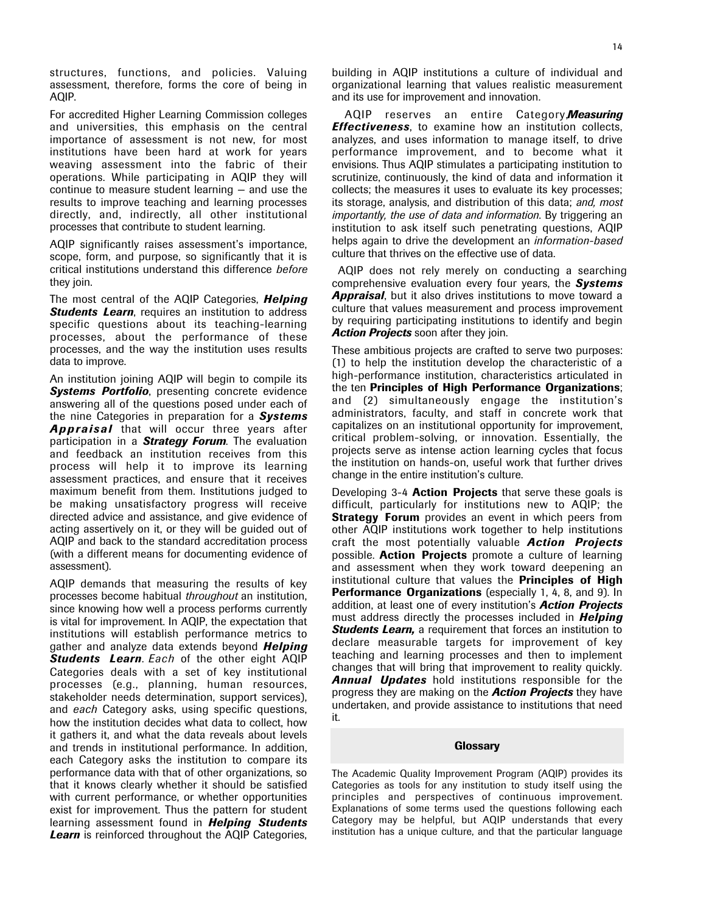structures, functions, and policies. Valuing assessment, therefore, forms the core of being in AQIP.

For accredited Higher Learning Commission colleges and universities, this emphasis on the central importance of assessment is not new, for most institutions have been hard at work for years weaving assessment into the fabric of their operations. While participating in AQIP they will continue to measure student learning — and use the results to improve teaching and learning processes directly, and, indirectly, all other institutional processes that contribute to student learning.

AQIP significantly raises assessment's importance, scope, form, and purpose, so significantly that it is critical institutions understand this difference *before* they join.

The most central of the AQIP Categories, ***Helping Students Learn***, requires an institution to address specific questions about its teaching-learning processes, about the performance of these processes, and the way the institution uses results data to improve.

An institution joining AQIP will begin to compile its ***Systems Portfolio***, presenting concrete evidence answering all of the questions posed under each of the nine Categories in preparation for a ***Systems Appraisal*** that will occur three years after participation in a ***Strategy Forum***. The evaluation and feedback an institution receives from this process will help it to improve its learning assessment practices, and ensure that it receives maximum benefit from them. Institutions judged to be making unsatisfactory progress will receive directed advice and assistance, and give evidence of acting assertively on it, or they will be guided out of AQIP and back to the standard accreditation process (with a different means for documenting evidence of assessment).

AQIP demands that measuring the results of key processes become habitual *throughout* an institution, since knowing how well a process performs currently is vital for improvement. In AQIP, the expectation that institutions will establish performance metrics to gather and analyze data extends beyond ***Helping Students Learn***. *Each* of the other eight AQIP Categories deals with a set of key institutional processes (e.g., planning, human resources, stakeholder needs determination, support services), and *each* Category asks, using specific questions, how the institution decides what data to collect, how it gathers it, and what the data reveals about levels and trends in institutional performance. In addition, each Category asks the institution to compare its performance data with that of other organizations, so that it knows clearly whether it should be satisfied with current performance, or whether opportunities exist for improvement. Thus the pattern for student learning assessment found in ***Helping Students Learn*** is reinforced throughout the AQIP Categories, building in AQIP institutions a culture of individual and organizational learning that values realistic measurement and its use for improvement and innovation.

AQIP reserves an entire Category, ***Measuring Effectiveness***, to examine how an institution collects, analyzes, and uses information to manage itself, to drive performance improvement, and to become what it envisions. Thus AQIP stimulates a participating institution to scrutinize, continuously, the kind of data and information it collects; the measures it uses to evaluate its key processes; its storage, analysis, and distribution of this data; *and, most importantly, the use of data and information*. By triggering an institution to ask itself such penetrating questions, AQIP helps again to drive the development an *information-based* culture that thrives on the effective use of data.

AQIP does not rely merely on conducting a searching comprehensive evaluation every four years, the ***Systems Appraisal***, but it also drives institutions to move toward a culture that values measurement and process improvement by requiring participating institutions to identify and begin ***Action Projects*** soon after they join.

These ambitious projects are crafted to serve two purposes: (1) to help the institution develop the characteristic of a high-performance institution, characteristics articulated in the ten **Principles of High Performance Organizations**; and (2) simultaneously engage the institution's administrators, faculty, and staff in concrete work that capitalizes on an institutional opportunity for improvement, critical problem-solving, or innovation. Essentially, the projects serve as intense action learning cycles that focus the institution on hands-on, useful work that further drives change in the entire institution's culture.

Developing 3-4 **Action Projects** that serve these goals is difficult, particularly for institutions new to AQIP; the **Strategy Forum** provides an event in which peers from other AQIP institutions work together to help institutions craft the most potentially valuable ***Action Projects*** possible. **Action Projects** promote a culture of learning and assessment when they work toward deepening an institutional culture that values the **Principles of High Performance Organizations** (especially 1, 4, 8, and 9). In addition, at least one of every institution's ***Action Projects*** must address directly the processes included in ***Helping Students Learn,*** a requirement that forces an institution to declare measurable targets for improvement of key teaching and learning processes and then to implement changes that will bring that improvement to reality quickly. ***Annual Updates*** hold institutions responsible for the progress they are making on the ***Action Projects*** they have undertaken, and provide assistance to institutions that need it.

## Glossary

The Academic Quality Improvement Program (AQIP) provides its Categories as tools for any institution to study itself using the principles and perspectives of continuous improvement. Explanations of some terms used the questions following each Category may be helpful, but AQIP understands that every institution has a unique culture, and that the particular language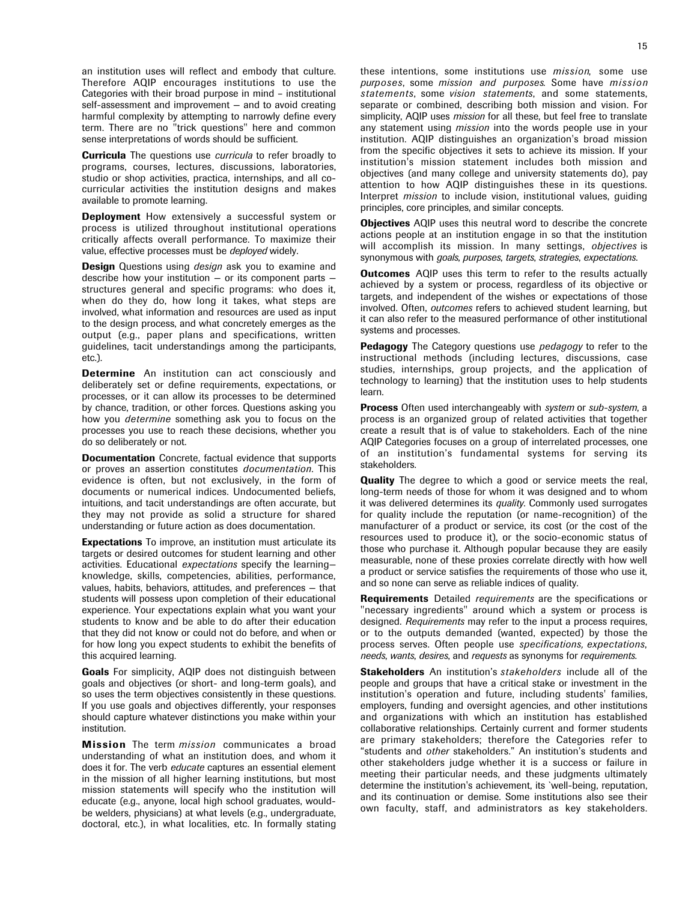an institution uses will reflect and embody that culture. Therefore AQIP encourages institutions to use the Categories with their broad purpose in mind – institutional self-assessment and improvement — and to avoid creating harmful complexity by attempting to narrowly define every term. There are no "trick questions" here and common sense interpretations of words should be sufficient.

**Curricula** The questions use *curricula* to refer broadly to programs, courses, lectures, discussions, laboratories, studio or shop activities, practica, internships, and all co-curricular activities the institution designs and makes available to promote learning.

**Deployment** How extensively a successful system or process is utilized throughout institutional operations critically affects overall performance. To maximize their value, effective processes must be *deployed* widely.

**Design** Questions using *design* ask you to examine and describe how your institution — or its component parts — structures general and specific programs: who does it, when do they do, how long it takes, what steps are involved, what information and resources are used as input to the design process, and what concretely emerges as the output (e.g., paper plans and specifications, written guidelines, tacit understandings among the participants, etc.).

**Determine** An institution can act consciously and deliberately set or define requirements, expectations, or processes, or it can allow its processes to be determined by chance, tradition, or other forces. Questions asking you how you *determine* something ask you to focus on the processes you use to reach these decisions, whether you do so deliberately or not.

**Documentation** Concrete, factual evidence that supports or proves an assertion constitutes *documentation*. This evidence is often, but not exclusively, in the form of documents or numerical indices. Undocumented beliefs, intuitions, and tacit understandings are often accurate, but they may not provide as solid a structure for shared understanding or future action as does documentation.

**Expectations** To improve, an institution must articulate its targets or desired outcomes for student learning and other activities. Educational *expectations* specify the learning— knowledge, skills, competencies, abilities, performance, values, habits, behaviors, attitudes, and preferences — that students will possess upon completion of their educational experience. Your expectations explain what you want your students to know and be able to do after their education that they did not know or could not do before, and when or for how long you expect students to exhibit the benefits of this acquired learning.

**Goals** For simplicity, AQIP does not distinguish between goals and objectives (or short- and long-term goals), and so uses the term objectives consistently in these questions. If you use goals and objectives differently, your responses should capture whatever distinctions you make within your institution.

**Mission** The term *mission* communicates a broad understanding of what an institution does, and whom it does it for. The verb *educate* captures an essential element in the mission of all higher learning institutions, but most mission statements will specify who the institution will educate (e.g., anyone, local high school graduates, would-be welders, physicians) at what levels (e.g., undergraduate, doctoral, etc.), in what localities, etc. In formally stating these intentions, some institutions use *mission*, some use *purposes*, some *mission and purposes*. Some have *mission statements*, some *vision statements*, and some statements, separate or combined, describing both mission and vision. For simplicity, AQIP uses *mission* for all these, but feel free to translate any statement using *mission* into the words people use in your institution. AQIP distinguishes an organization's broad mission from the specific objectives it sets to achieve its mission. If your institution's mission statement includes both mission and objectives (and many college and university statements do), pay attention to how AQIP distinguishes these in its questions. Interpret *mission* to include vision, institutional values, guiding principles, core principles, and similar concepts.

**Objectives** AQIP uses this neutral word to describe the concrete actions people at an institution engage in so that the institution will accomplish its mission. In many settings, *objectives* is synonymous with *goals*, *purposes*, *targets*, *strategies*, *expectations*.

**Outcomes** AQIP uses this term to refer to the results actually achieved by a system or process, regardless of its objective or targets, and independent of the wishes or expectations of those involved. Often, *outcomes* refers to achieved student learning, but it can also refer to the measured performance of other institutional systems and processes.

**Pedagogy** The Category questions use *pedagogy* to refer to the instructional methods (including lectures, discussions, case studies, internships, group projects, and the application of technology to learning) that the institution uses to help students learn.

**Process** Often used interchangeably with *system* or *sub-system*, a process is an organized group of related activities that together create a result that is of value to stakeholders. Each of the nine AQIP Categories focuses on a group of interrelated processes, one of an institution's fundamental systems for serving its stakeholders.

**Quality** The degree to which a good or service meets the real, long-term needs of those for whom it was designed and to whom it was delivered determines its *quality*. Commonly used surrogates for quality include the reputation (or name-recognition) of the manufacturer of a product or service, its cost (or the cost of the resources used to produce it), or the socio-economic status of those who purchase it. Although popular because they are easily measurable, none of these proxies correlate directly with how well a product or service satisfies the requirements of those who use it, and so none can serve as reliable indices of quality.

**Requirements** Detailed *requirements* are the specifications or "necessary ingredients" around which a system or process is designed. *Requirements* may refer to the input a process requires, or to the outputs demanded (wanted, expected) by those the process serves. Often people use *specifications, expectations*, *needs*, *wants*, *desires*, and *requests* as synonyms for *requirements*.

**Stakeholders** An institution's *stakeholders* include all of the people and groups that have a critical stake or investment in the institution's operation and future, including students' families, employers, funding and oversight agencies, and other institutions and organizations with which an institution has established collaborative relationships. Certainly current and former students are primary stakeholders; therefore the Categories refer to "students and *other* stakeholders." An institution's students and other stakeholders judge whether it is a success or failure in meeting their particular needs, and these judgments ultimately determine the institution's achievement, its `well-being, reputation, and its continuation or demise. Some institutions also see their own faculty, staff, and administrators as key stakeholders.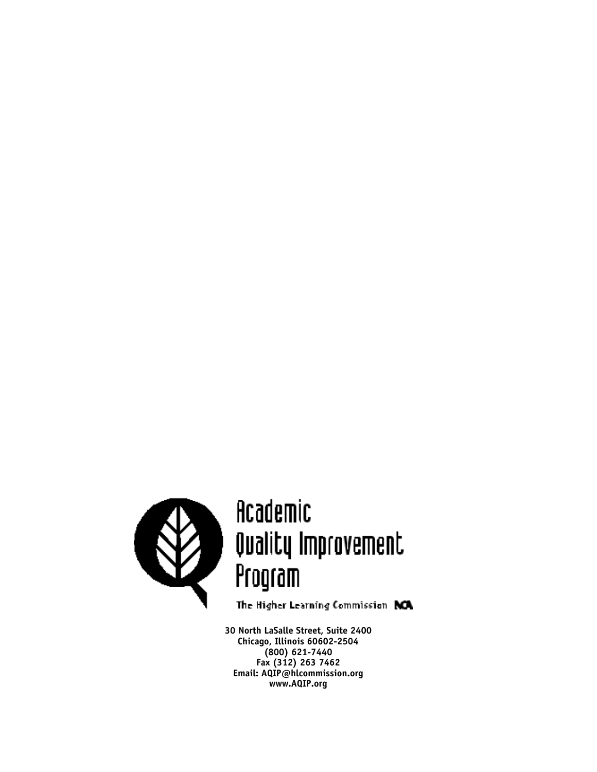Academic
Quality Improvement
Program

The Higher Learning Commission NCA

30 North LaSalle Street, Suite 2400
Chicago, Illinois 60602-2504
(800) 621-7440
Fax (312) 263 7462
Email: AQIP@hlcommission.org
www.AQIP.org